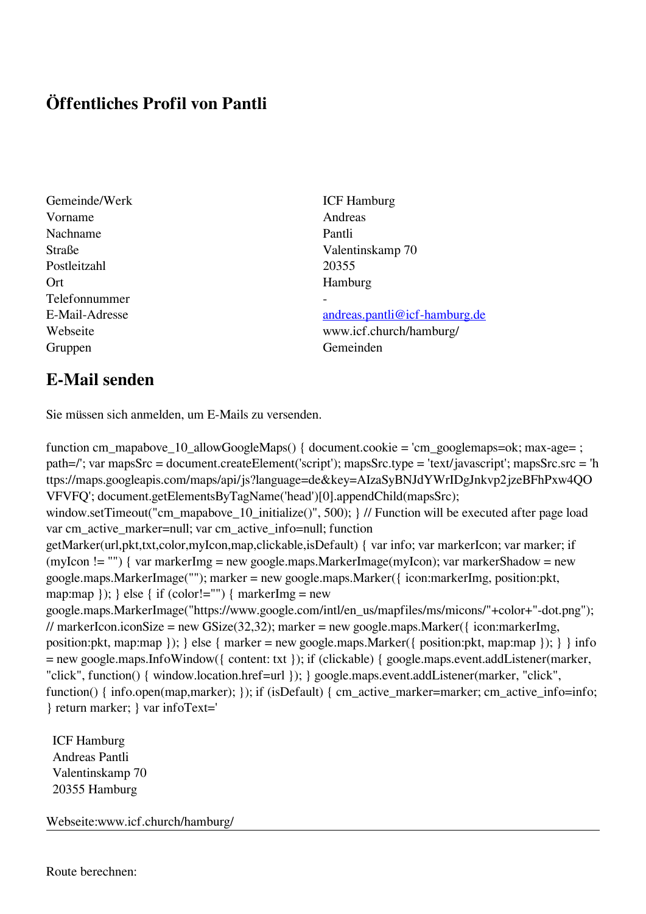# Öffentliches Profil von Pantli

| | |
|---|---|
| Gemeinde/Werk | ICF Hamburg |
| Vorname | Andreas |
| Nachname | Pantli |
| Straße | Valentinskamp 70 |
| Postleitzahl | 20355 |
| Ort | Hamburg |
| Telefonnummer | - |
| E-Mail-Adresse | andreas.pantli@icf-hamburg.de |
| Webseite | www.icf.church/hamburg/ |
| Gruppen | Gemeinden |

## E-Mail senden

Sie müssen sich anmelden, um E-Mails zu versenden.

function cm_mapabove_10_allowGoogleMaps() { document.cookie = 'cm_googlemaps=ok; max-age= ; path=/'; var mapsSrc = document.createElement('script'); mapsSrc.type = 'text/javascript'; mapsSrc.src = 'https://maps.googleapis.com/maps/api/js?language=de&key=AIzaSyBNJdYWrIDgJnkvp2jzeBFhPxw4QOVFVFQ'; document.getElementsByTagName('head')[0].appendChild(mapsSrc); window.setTimeout("cm_mapabove_10_initialize()", 500); } // Function will be executed after page load var cm_active_marker=null; var cm_active_info=null; function getMarker(url,pkt,txt,color,myIcon,map,clickable,isDefault) { var info; var markerIcon; var marker; if (myIcon != "") { var markerImg = new google.maps.MarkerImage(myIcon); var markerShadow = new google.maps.MarkerImage(""); marker = new google.maps.Marker({ icon:markerImg, position:pkt, map:map }); } else { if (color!="") { markerImg = new google.maps.MarkerImage("https://www.google.com/intl/en_us/mapfiles/ms/micons/"+color+"-dot.png"); // markerIcon.iconSize = new GSize(32,32); marker = new google.maps.Marker({ icon:markerImg, position:pkt, map:map }); } else { marker = new google.maps.Marker({ position:pkt, map:map }); } } info = new google.maps.InfoWindow({ content: txt }); if (clickable) { google.maps.event.addListener(marker, "click", function() { window.location.href=url }); } google.maps.event.addListener(marker, "click", function() { info.open(map,marker); }); if (isDefault) { cm_active_marker=marker; cm_active_info=info; } return marker; } var infoText='

ICF Hamburg
Andreas Pantli
Valentinskamp 70
20355 Hamburg

Webseite:www.icf.church/hamburg/

---

Route berechnen: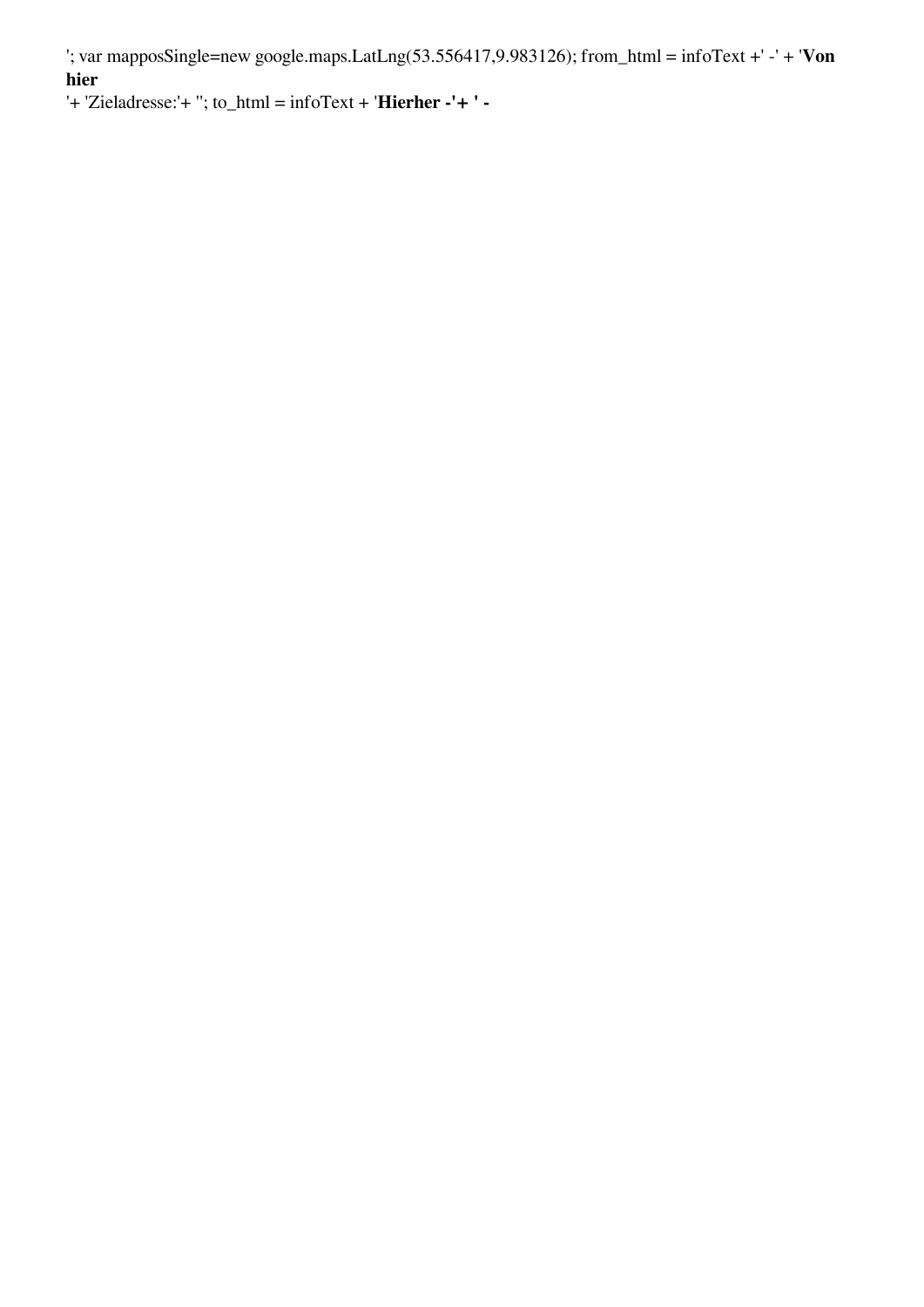'; var mapposSingle=new google.maps.LatLng(53.556417,9.983126); from_html = infoText +' -' + '**Von hier**
'+ 'Zieladresse:'+ ''; to_html = infoText + '**Hierher -'+ ' -**